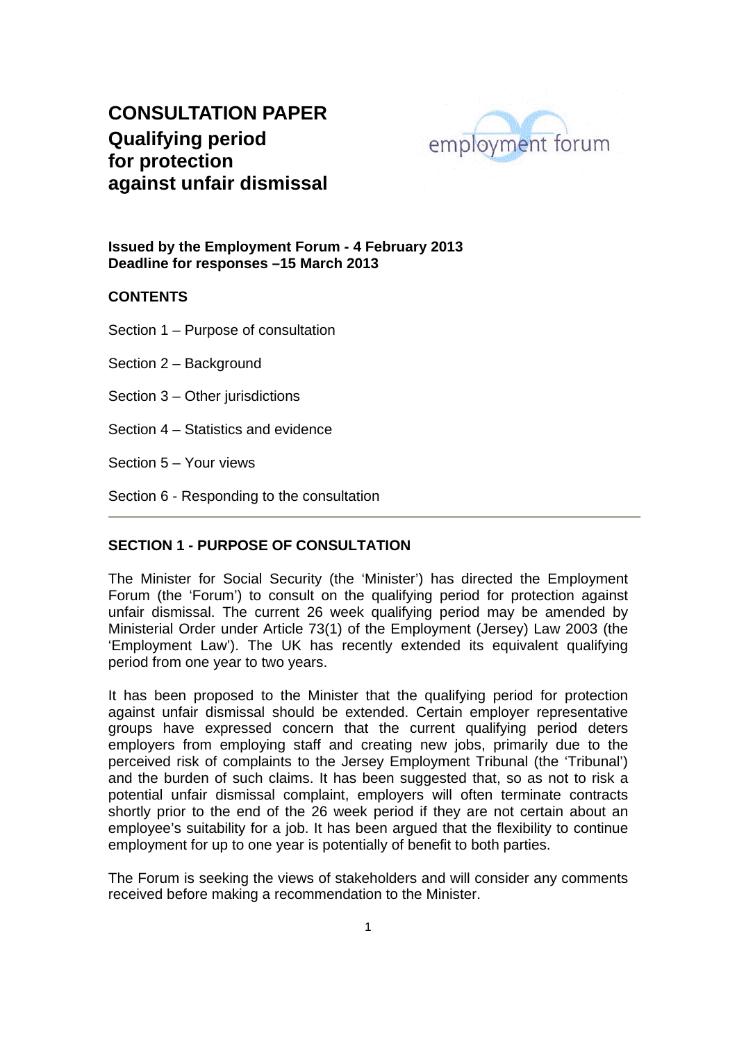# CONSULTATION PAPER

## Qualifying period for protection against unfair dismissal

employment forum

**Issued by the Employment Forum - 4 February 2013**
**Deadline for responses –15 March 2013**

**CONTENTS**

Section 1 – Purpose of consultation

Section 2 – Background

Section 3 – Other jurisdictions

Section 4 – Statistics and evidence

Section 5 – Your views

Section 6 - Responding to the consultation

---

## SECTION 1 - PURPOSE OF CONSULTATION

The Minister for Social Security (the 'Minister') has directed the Employment Forum (the 'Forum') to consult on the qualifying period for protection against unfair dismissal. The current 26 week qualifying period may be amended by Ministerial Order under Article 73(1) of the Employment (Jersey) Law 2003 (the 'Employment Law'). The UK has recently extended its equivalent qualifying period from one year to two years.

It has been proposed to the Minister that the qualifying period for protection against unfair dismissal should be extended. Certain employer representative groups have expressed concern that the current qualifying period deters employers from employing staff and creating new jobs, primarily due to the perceived risk of complaints to the Jersey Employment Tribunal (the 'Tribunal') and the burden of such claims. It has been suggested that, so as not to risk a potential unfair dismissal complaint, employers will often terminate contracts shortly prior to the end of the 26 week period if they are not certain about an employee's suitability for a job. It has been argued that the flexibility to continue employment for up to one year is potentially of benefit to both parties.

The Forum is seeking the views of stakeholders and will consider any comments received before making a recommendation to the Minister.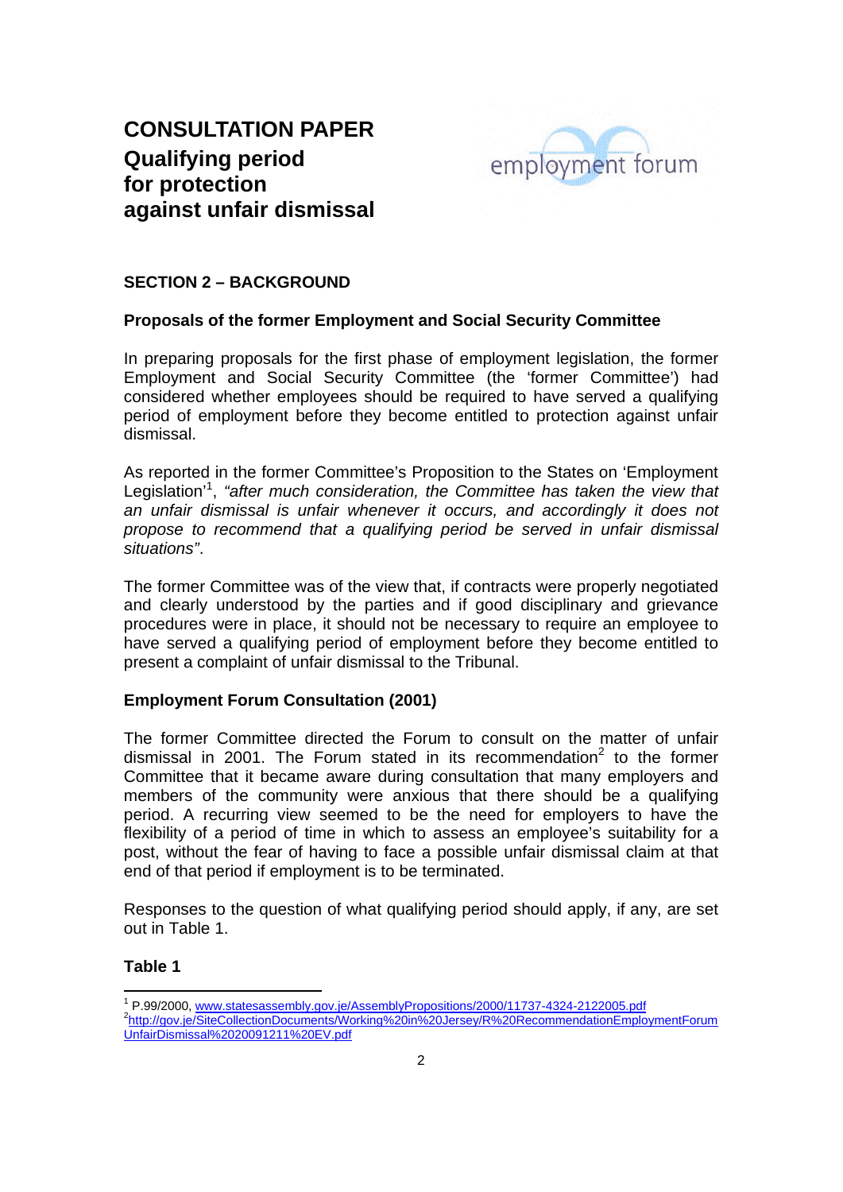# CONSULTATION PAPER
## Qualifying period for protection against unfair dismissal

employment forum

## SECTION 2 – BACKGROUND

### Proposals of the former Employment and Social Security Committee

In preparing proposals for the first phase of employment legislation, the former Employment and Social Security Committee (the 'former Committee') had considered whether employees should be required to have served a qualifying period of employment before they become entitled to protection against unfair dismissal.

As reported in the former Committee's Proposition to the States on 'Employment Legislation'[1], *"after much consideration, the Committee has taken the view that an unfair dismissal is unfair whenever it occurs, and accordingly it does not propose to recommend that a qualifying period be served in unfair dismissal situations"*.

The former Committee was of the view that, if contracts were properly negotiated and clearly understood by the parties and if good disciplinary and grievance procedures were in place, it should not be necessary to require an employee to have served a qualifying period of employment before they become entitled to present a complaint of unfair dismissal to the Tribunal.

### Employment Forum Consultation (2001)

The former Committee directed the Forum to consult on the matter of unfair dismissal in 2001. The Forum stated in its recommendation[2] to the former Committee that it became aware during consultation that many employers and members of the community were anxious that there should be a qualifying period. A recurring view seemed to be the need for employers to have the flexibility of a period of time in which to assess an employee's suitability for a post, without the fear of having to face a possible unfair dismissal claim at that end of that period if employment is to be terminated.

Responses to the question of what qualifying period should apply, if any, are set out in Table 1.

**Table 1**

---

[1] P.99/2000, www.statesassembly.gov.je/AssemblyPropositions/2000/11737-4324-2122005.pdf

[2] http://gov.je/SiteCollectionDocuments/Working%20in%20Jersey/R%20RecommendationEmploymentForumUnfairDismissal%2020091211%20EV.pdf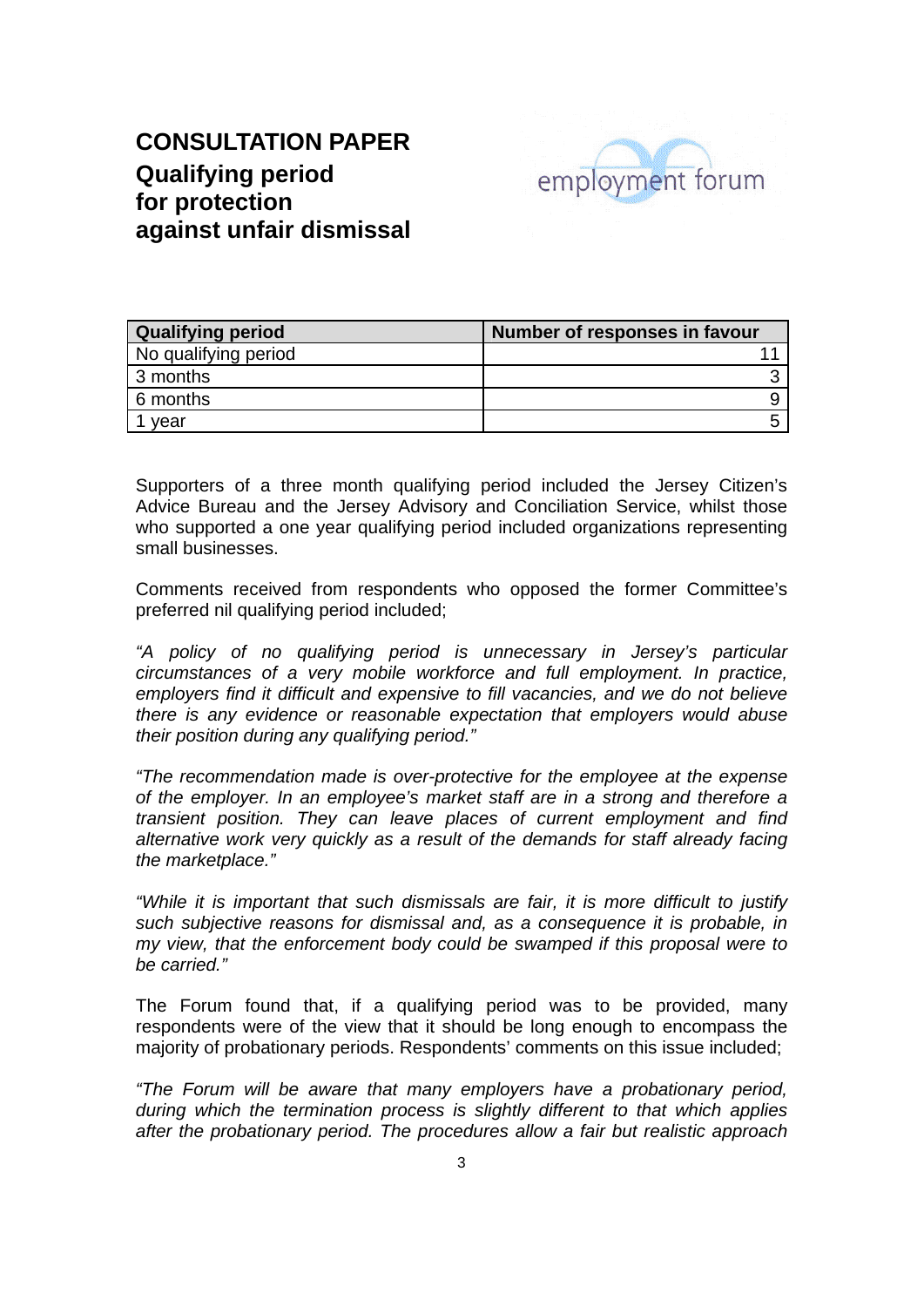# CONSULTATION PAPER

## Qualifying period for protection against unfair dismissal

| Qualifying period | Number of responses in favour |
| --- | --- |
| No qualifying period | 11 |
| 3 months | 3 |
| 6 months | 9 |
| 1 year | 5 |

Supporters of a three month qualifying period included the Jersey Citizen's Advice Bureau and the Jersey Advisory and Conciliation Service, whilst those who supported a one year qualifying period included organizations representing small businesses.

Comments received from respondents who opposed the former Committee's preferred nil qualifying period included;

*"A policy of no qualifying period is unnecessary in Jersey's particular circumstances of a very mobile workforce and full employment. In practice, employers find it difficult and expensive to fill vacancies, and we do not believe there is any evidence or reasonable expectation that employers would abuse their position during any qualifying period."*

*"The recommendation made is over-protective for the employee at the expense of the employer. In an employee's market staff are in a strong and therefore a transient position. They can leave places of current employment and find alternative work very quickly as a result of the demands for staff already facing the marketplace."*

*"While it is important that such dismissals are fair, it is more difficult to justify such subjective reasons for dismissal and, as a consequence it is probable, in my view, that the enforcement body could be swamped if this proposal were to be carried."*

The Forum found that, if a qualifying period was to be provided, many respondents were of the view that it should be long enough to encompass the majority of probationary periods. Respondents' comments on this issue included;

*"The Forum will be aware that many employers have a probationary period, during which the termination process is slightly different to that which applies after the probationary period. The procedures allow a fair but realistic approach*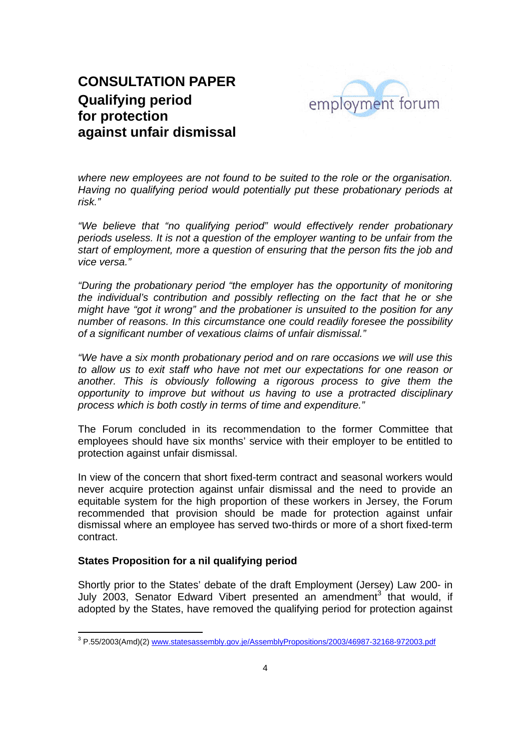*where new employees are not found to be suited to the role or the organisation. Having no qualifying period would potentially put these probationary periods at risk."*

*"We believe that "no qualifying period" would effectively render probationary periods useless. It is not a question of the employer wanting to be unfair from the start of employment, more a question of ensuring that the person fits the job and vice versa."*

*"During the probationary period "the employer has the opportunity of monitoring the individual's contribution and possibly reflecting on the fact that he or she might have "got it wrong" and the probationer is unsuited to the position for any number of reasons. In this circumstance one could readily foresee the possibility of a significant number of vexatious claims of unfair dismissal."*

*"We have a six month probationary period and on rare occasions we will use this to allow us to exit staff who have not met our expectations for one reason or another. This is obviously following a rigorous process to give them the opportunity to improve but without us having to use a protracted disciplinary process which is both costly in terms of time and expenditure."*

The Forum concluded in its recommendation to the former Committee that employees should have six months' service with their employer to be entitled to protection against unfair dismissal.

In view of the concern that short fixed-term contract and seasonal workers would never acquire protection against unfair dismissal and the need to provide an equitable system for the high proportion of these workers in Jersey, the Forum recommended that provision should be made for protection against unfair dismissal where an employee has served two-thirds or more of a short fixed-term contract.

**States Proposition for a nil qualifying period**

Shortly prior to the States' debate of the draft Employment (Jersey) Law 200- in July 2003, Senator Edward Vibert presented an amendment[3] that would, if adopted by the States, have removed the qualifying period for protection against

[3] P.55/2003(Amd)(2) www.statesassembly.gov.je/AssemblyPropositions/2003/46987-32168-972003.pdf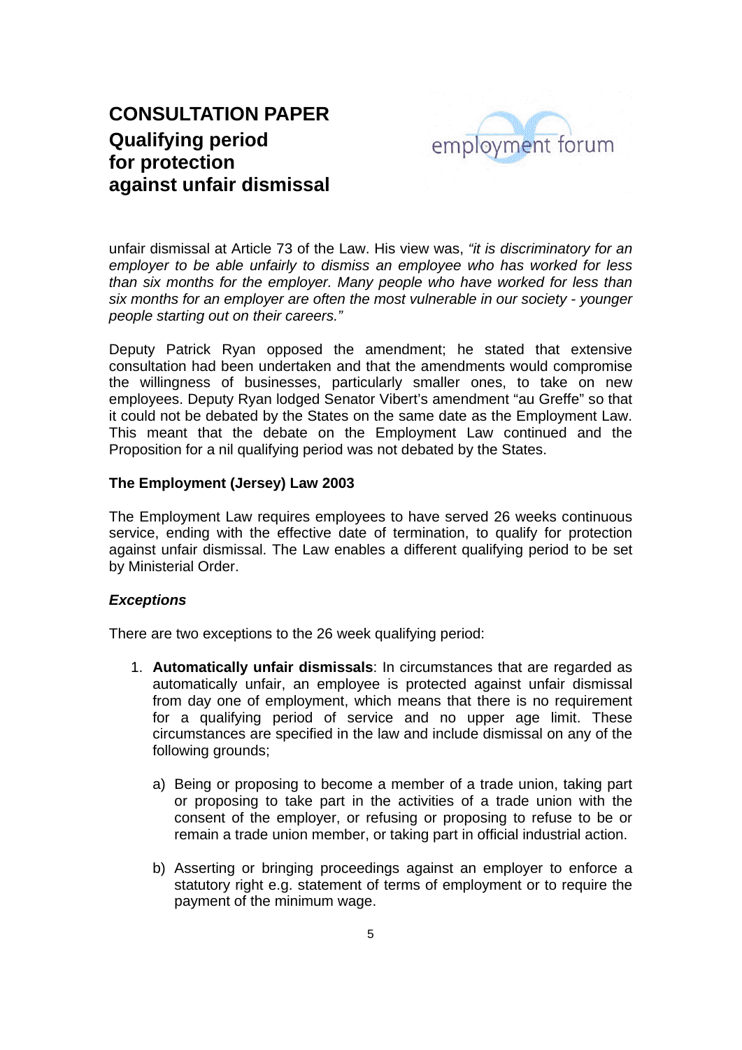unfair dismissal at Article 73 of the Law. His view was, *"it is discriminatory for an employer to be able unfairly to dismiss an employee who has worked for less than six months for the employer. Many people who have worked for less than six months for an employer are often the most vulnerable in our society - younger people starting out on their careers."*

Deputy Patrick Ryan opposed the amendment; he stated that extensive consultation had been undertaken and that the amendments would compromise the willingness of businesses, particularly smaller ones, to take on new employees. Deputy Ryan lodged Senator Vibert's amendment "au Greffe" so that it could not be debated by the States on the same date as the Employment Law. This meant that the debate on the Employment Law continued and the Proposition for a nil qualifying period was not debated by the States.

### The Employment (Jersey) Law 2003

The Employment Law requires employees to have served 26 weeks continuous service, ending with the effective date of termination, to qualify for protection against unfair dismissal. The Law enables a different qualifying period to be set by Ministerial Order.

#### *Exceptions*

There are two exceptions to the 26 week qualifying period:

1. **Automatically unfair dismissals**: In circumstances that are regarded as automatically unfair, an employee is protected against unfair dismissal from day one of employment, which means that there is no requirement for a qualifying period of service and no upper age limit. These circumstances are specified in the law and include dismissal on any of the following grounds;

   a) Being or proposing to become a member of a trade union, taking part or proposing to take part in the activities of a trade union with the consent of the employer, or refusing or proposing to refuse to be or remain a trade union member, or taking part in official industrial action.

   b) Asserting or bringing proceedings against an employer to enforce a statutory right e.g. statement of terms of employment or to require the payment of the minimum wage.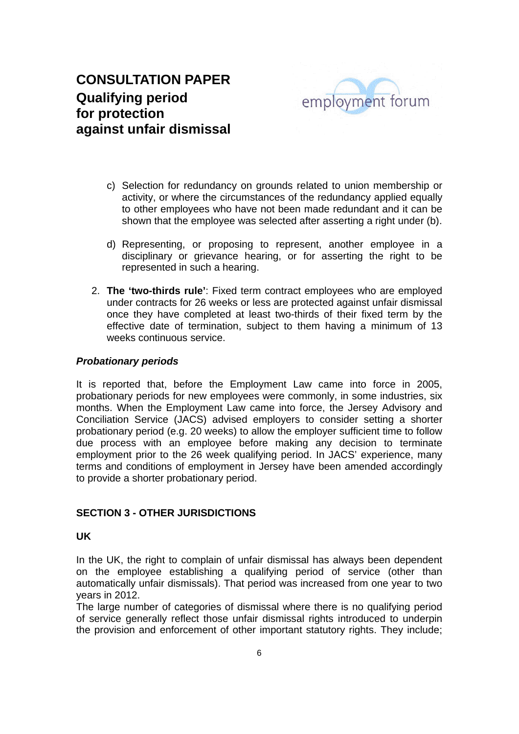c) Selection for redundancy on grounds related to union membership or activity, or where the circumstances of the redundancy applied equally to other employees who have not been made redundant and it can be shown that the employee was selected after asserting a right under (b).

d) Representing, or proposing to represent, another employee in a disciplinary or grievance hearing, or for asserting the right to be represented in such a hearing.

2. **The 'two-thirds rule'**: Fixed term contract employees who are employed under contracts for 26 weeks or less are protected against unfair dismissal once they have completed at least two-thirds of their fixed term by the effective date of termination, subject to them having a minimum of 13 weeks continuous service.

***Probationary periods***

It is reported that, before the Employment Law came into force in 2005, probationary periods for new employees were commonly, in some industries, six months. When the Employment Law came into force, the Jersey Advisory and Conciliation Service (JACS) advised employers to consider setting a shorter probationary period (e.g. 20 weeks) to allow the employer sufficient time to follow due process with an employee before making any decision to terminate employment prior to the 26 week qualifying period. In JACS' experience, many terms and conditions of employment in Jersey have been amended accordingly to provide a shorter probationary period.

## SECTION 3 - OTHER JURISDICTIONS

### UK

In the UK, the right to complain of unfair dismissal has always been dependent on the employee establishing a qualifying period of service (other than automatically unfair dismissals). That period was increased from one year to two years in 2012.
The large number of categories of dismissal where there is no qualifying period of service generally reflect those unfair dismissal rights introduced to underpin the provision and enforcement of other important statutory rights. They include;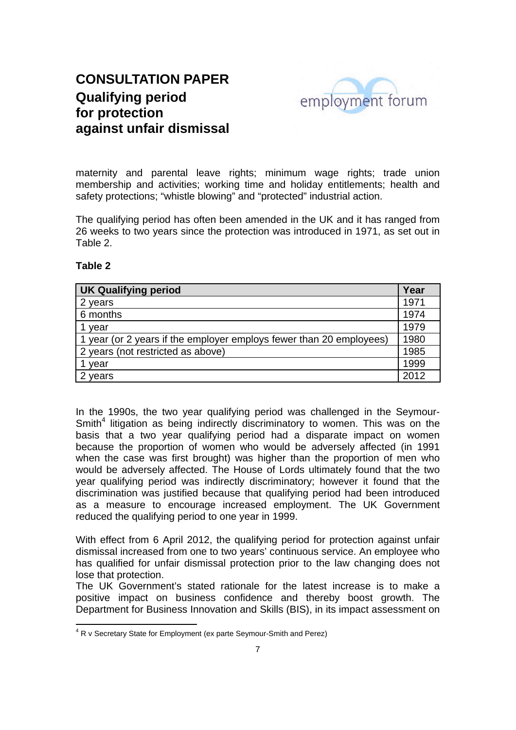maternity and parental leave rights; minimum wage rights; trade union membership and activities; working time and holiday entitlements; health and safety protections; "whistle blowing" and "protected" industrial action.

The qualifying period has often been amended in the UK and it has ranged from 26 weeks to two years since the protection was introduced in 1971, as set out in Table 2.

**Table 2**

| UK Qualifying period | Year |
|---|---|
| 2 years | 1971 |
| 6 months | 1974 |
| 1 year | 1979 |
| 1 year (or 2 years if the employer employs fewer than 20 employees) | 1980 |
| 2 years (not restricted as above) | 1985 |
| 1 year | 1999 |
| 2 years | 2012 |

In the 1990s, the two year qualifying period was challenged in the Seymour-Smith[4] litigation as being indirectly discriminatory to women. This was on the basis that a two year qualifying period had a disparate impact on women because the proportion of women who would be adversely affected (in 1991 when the case was first brought) was higher than the proportion of men who would be adversely affected. The House of Lords ultimately found that the two year qualifying period was indirectly discriminatory; however it found that the discrimination was justified because that qualifying period had been introduced as a measure to encourage increased employment. The UK Government reduced the qualifying period to one year in 1999.

With effect from 6 April 2012, the qualifying period for protection against unfair dismissal increased from one to two years' continuous service. An employee who has qualified for unfair dismissal protection prior to the law changing does not lose that protection.
The UK Government's stated rationale for the latest increase is to make a positive impact on business confidence and thereby boost growth. The Department for Business Innovation and Skills (BIS), in its impact assessment on

[4] R v Secretary State for Employment (ex parte Seymour-Smith and Perez)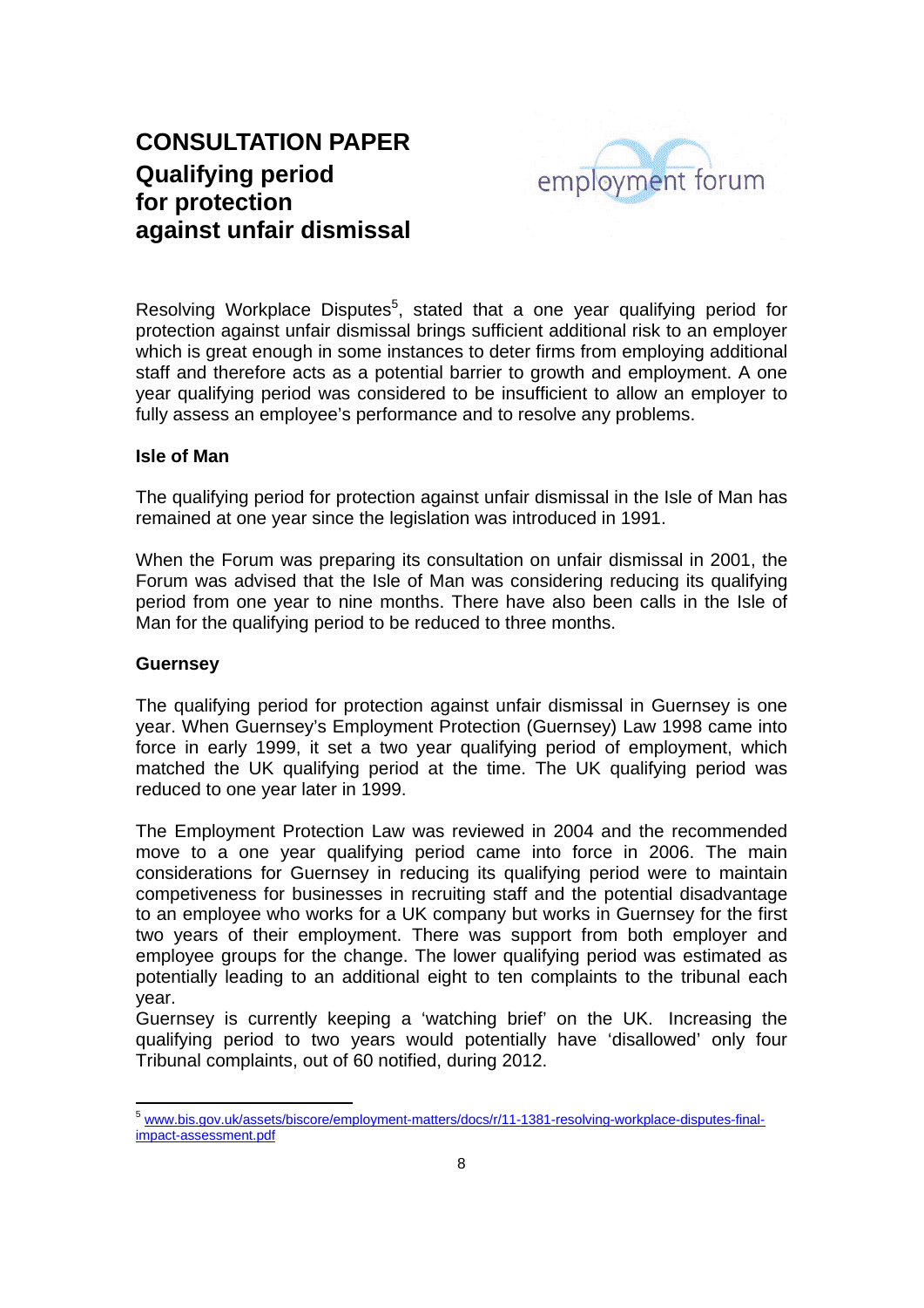Resolving Workplace Disputes[5], stated that a one year qualifying period for protection against unfair dismissal brings sufficient additional risk to an employer which is great enough in some instances to deter firms from employing additional staff and therefore acts as a potential barrier to growth and employment. A one year qualifying period was considered to be insufficient to allow an employer to fully assess an employee's performance and to resolve any problems.

**Isle of Man**

The qualifying period for protection against unfair dismissal in the Isle of Man has remained at one year since the legislation was introduced in 1991.

When the Forum was preparing its consultation on unfair dismissal in 2001, the Forum was advised that the Isle of Man was considering reducing its qualifying period from one year to nine months. There have also been calls in the Isle of Man for the qualifying period to be reduced to three months.

**Guernsey**

The qualifying period for protection against unfair dismissal in Guernsey is one year. When Guernsey's Employment Protection (Guernsey) Law 1998 came into force in early 1999, it set a two year qualifying period of employment, which matched the UK qualifying period at the time. The UK qualifying period was reduced to one year later in 1999.

The Employment Protection Law was reviewed in 2004 and the recommended move to a one year qualifying period came into force in 2006. The main considerations for Guernsey in reducing its qualifying period were to maintain competiveness for businesses in recruiting staff and the potential disadvantage to an employee who works for a UK company but works in Guernsey for the first two years of their employment. There was support from both employer and employee groups for the change. The lower qualifying period was estimated as potentially leading to an additional eight to ten complaints to the tribunal each year.
Guernsey is currently keeping a 'watching brief' on the UK. Increasing the qualifying period to two years would potentially have 'disallowed' only four Tribunal complaints, out of 60 notified, during 2012.

---

[5] www.bis.gov.uk/assets/biscore/employment-matters/docs/r/11-1381-resolving-workplace-disputes-final-impact-assessment.pdf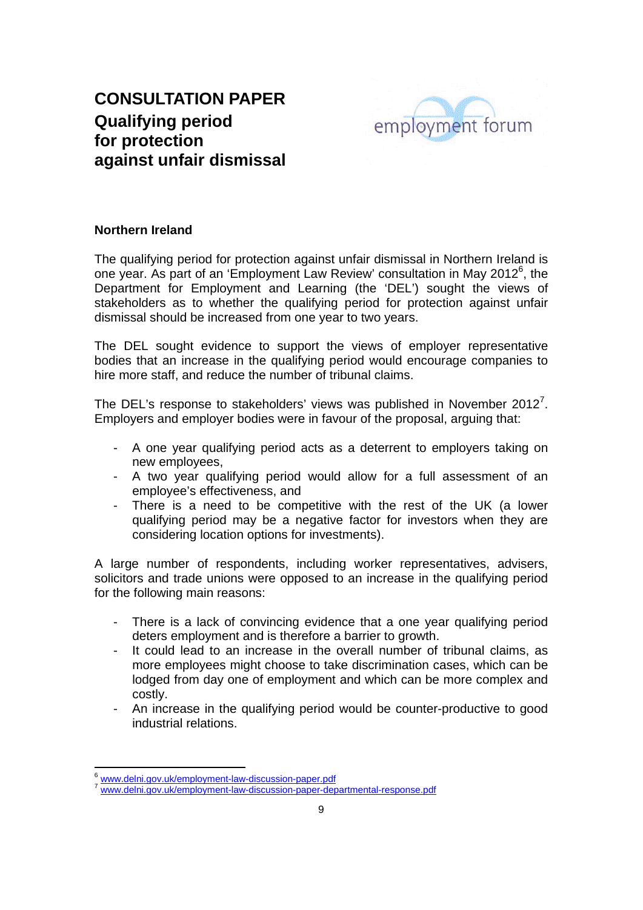# CONSULTATION PAPER

## Qualifying period for protection against unfair dismissal

### Northern Ireland

The qualifying period for protection against unfair dismissal in Northern Ireland is one year. As part of an 'Employment Law Review' consultation in May 2012[6], the Department for Employment and Learning (the 'DEL') sought the views of stakeholders as to whether the qualifying period for protection against unfair dismissal should be increased from one year to two years.

The DEL sought evidence to support the views of employer representative bodies that an increase in the qualifying period would encourage companies to hire more staff, and reduce the number of tribunal claims.

The DEL's response to stakeholders' views was published in November 2012[7]. Employers and employer bodies were in favour of the proposal, arguing that:

- A one year qualifying period acts as a deterrent to employers taking on new employees,
- A two year qualifying period would allow for a full assessment of an employee's effectiveness, and
- There is a need to be competitive with the rest of the UK (a lower qualifying period may be a negative factor for investors when they are considering location options for investments).

A large number of respondents, including worker representatives, advisers, solicitors and trade unions were opposed to an increase in the qualifying period for the following main reasons:

- There is a lack of convincing evidence that a one year qualifying period deters employment and is therefore a barrier to growth.
- It could lead to an increase in the overall number of tribunal claims, as more employees might choose to take discrimination cases, which can be lodged from day one of employment and which can be more complex and costly.
- An increase in the qualifying period would be counter-productive to good industrial relations.

---

[6] www.delni.gov.uk/employment-law-discussion-paper.pdf

[7] www.delni.gov.uk/employment-law-discussion-paper-departmental-response.pdf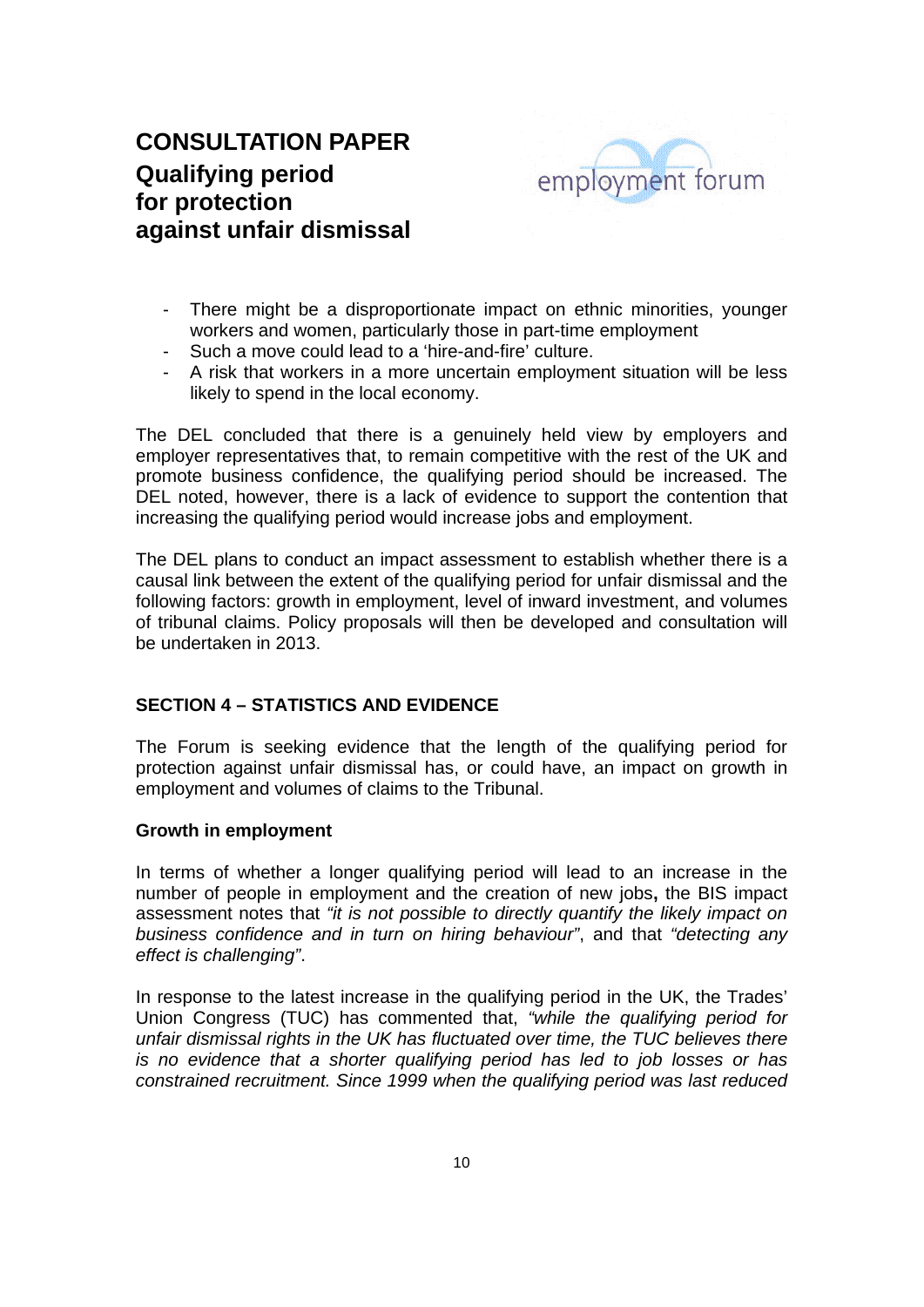- There might be a disproportionate impact on ethnic minorities, younger workers and women, particularly those in part-time employment
- Such a move could lead to a 'hire-and-fire' culture.
- A risk that workers in a more uncertain employment situation will be less likely to spend in the local economy.

The DEL concluded that there is a genuinely held view by employers and employer representatives that, to remain competitive with the rest of the UK and promote business confidence, the qualifying period should be increased. The DEL noted, however, there is a lack of evidence to support the contention that increasing the qualifying period would increase jobs and employment.

The DEL plans to conduct an impact assessment to establish whether there is a causal link between the extent of the qualifying period for unfair dismissal and the following factors: growth in employment, level of inward investment, and volumes of tribunal claims. Policy proposals will then be developed and consultation will be undertaken in 2013.

## SECTION 4 – STATISTICS AND EVIDENCE

The Forum is seeking evidence that the length of the qualifying period for protection against unfair dismissal has, or could have, an impact on growth in employment and volumes of claims to the Tribunal.

### Growth in employment

In terms of whether a longer qualifying period will lead to an increase in the number of people in employment and the creation of new jobs**,** the BIS impact assessment notes that *"it is not possible to directly quantify the likely impact on business confidence and in turn on hiring behaviour"*, and that *"detecting any effect is challenging"*.

In response to the latest increase in the qualifying period in the UK, the Trades' Union Congress (TUC) has commented that, *"while the qualifying period for unfair dismissal rights in the UK has fluctuated over time, the TUC believes there is no evidence that a shorter qualifying period has led to job losses or has constrained recruitment. Since 1999 when the qualifying period was last reduced*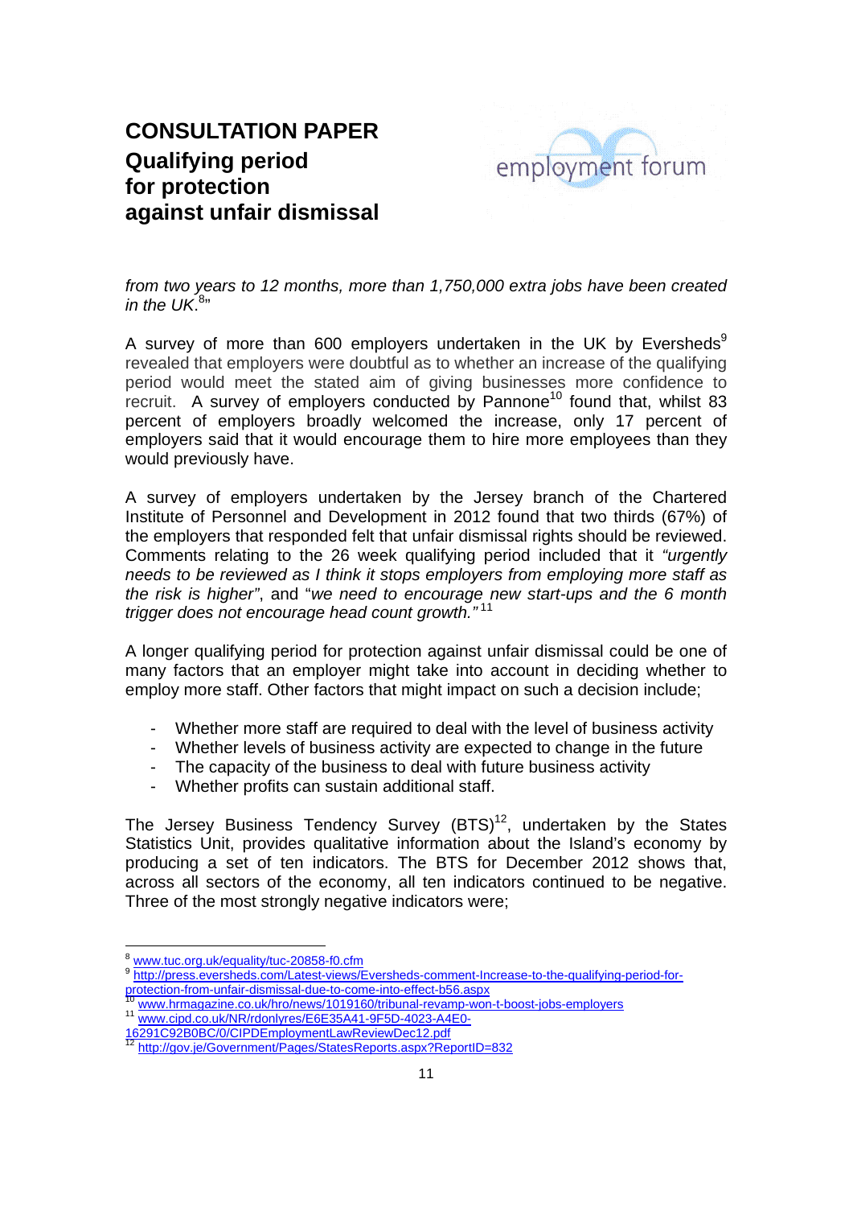*from two years to 12 months, more than 1,750,000 extra jobs have been created in the UK.*[8]"

A survey of more than 600 employers undertaken in the UK by Eversheds[9] revealed that employers were doubtful as to whether an increase of the qualifying period would meet the stated aim of giving businesses more confidence to recruit. A survey of employers conducted by Pannone[10] found that, whilst 83 percent of employers broadly welcomed the increase, only 17 percent of employers said that it would encourage them to hire more employees than they would previously have.

A survey of employers undertaken by the Jersey branch of the Chartered Institute of Personnel and Development in 2012 found that two thirds (67%) of the employers that responded felt that unfair dismissal rights should be reviewed. Comments relating to the 26 week qualifying period included that it *"urgently needs to be reviewed as I think it stops employers from employing more staff as the risk is higher"*, and "*we need to encourage new start-ups and the 6 month trigger does not encourage head count growth."*[11]

A longer qualifying period for protection against unfair dismissal could be one of many factors that an employer might take into account in deciding whether to employ more staff. Other factors that might impact on such a decision include;

- Whether more staff are required to deal with the level of business activity
- Whether levels of business activity are expected to change in the future
- The capacity of the business to deal with future business activity
- Whether profits can sustain additional staff.

The Jersey Business Tendency Survey (BTS)[12], undertaken by the States Statistics Unit, provides qualitative information about the Island's economy by producing a set of ten indicators. The BTS for December 2012 shows that, across all sectors of the economy, all ten indicators continued to be negative. Three of the most strongly negative indicators were;

---

[8] www.tuc.org.uk/equality/tuc-20858-f0.cfm

[9] http://press.eversheds.com/Latest-views/Eversheds-comment-Increase-to-the-qualifying-period-for-protection-from-unfair-dismissal-due-to-come-into-effect-b56.aspx

[10] www.hrmagazine.co.uk/hro/news/1019160/tribunal-revamp-won-t-boost-jobs-employers

[11] www.cipd.co.uk/NR/rdonlyres/E6E35A41-9F5D-4023-A4E0-16291C92B0BC/0/CIPDEmploymentLawReviewDec12.pdf

[12] http://gov.je/Government/Pages/StatesReports.aspx?ReportID=832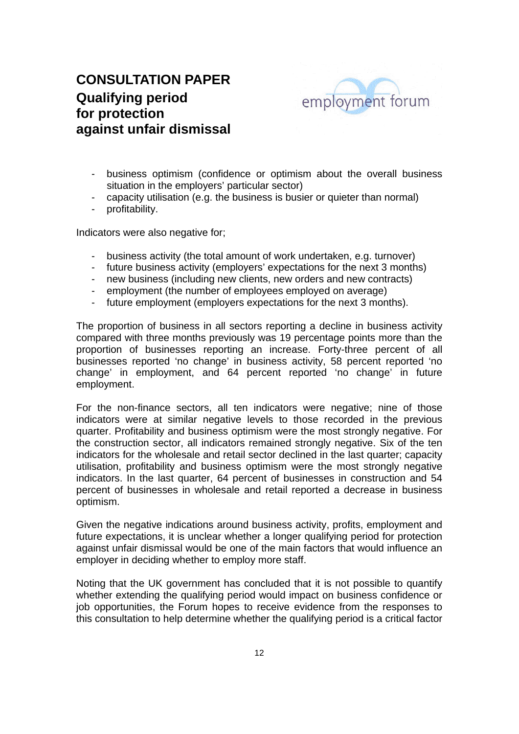- business optimism (confidence or optimism about the overall business situation in the employers' particular sector)
- capacity utilisation (e.g. the business is busier or quieter than normal)
- profitability.

Indicators were also negative for;

- business activity (the total amount of work undertaken, e.g. turnover)
- future business activity (employers' expectations for the next 3 months)
- new business (including new clients, new orders and new contracts)
- employment (the number of employees employed on average)
- future employment (employers expectations for the next 3 months).

The proportion of business in all sectors reporting a decline in business activity compared with three months previously was 19 percentage points more than the proportion of businesses reporting an increase. Forty-three percent of all businesses reported 'no change' in business activity, 58 percent reported 'no change' in employment, and 64 percent reported 'no change' in future employment.

For the non-finance sectors, all ten indicators were negative; nine of those indicators were at similar negative levels to those recorded in the previous quarter. Profitability and business optimism were the most strongly negative. For the construction sector, all indicators remained strongly negative. Six of the ten indicators for the wholesale and retail sector declined in the last quarter; capacity utilisation, profitability and business optimism were the most strongly negative indicators. In the last quarter, 64 percent of businesses in construction and 54 percent of businesses in wholesale and retail reported a decrease in business optimism.

Given the negative indications around business activity, profits, employment and future expectations, it is unclear whether a longer qualifying period for protection against unfair dismissal would be one of the main factors that would influence an employer in deciding whether to employ more staff.

Noting that the UK government has concluded that it is not possible to quantify whether extending the qualifying period would impact on business confidence or job opportunities, the Forum hopes to receive evidence from the responses to this consultation to help determine whether the qualifying period is a critical factor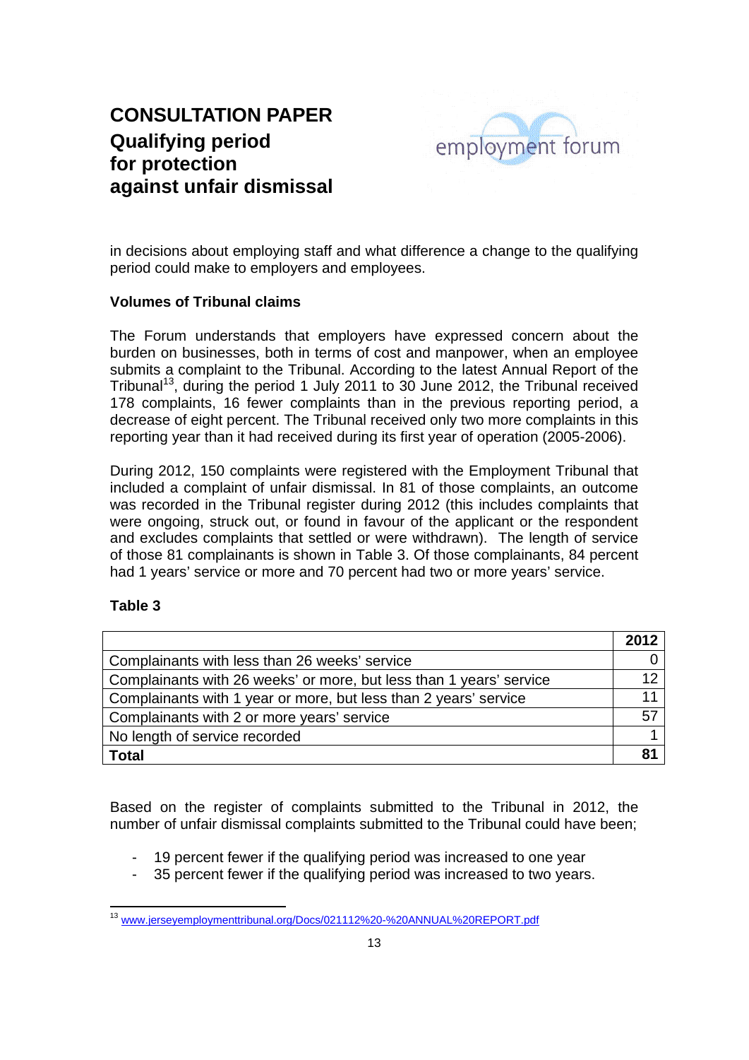# CONSULTATION PAPER

## Qualifying period for protection against unfair dismissal

in decisions about employing staff and what difference a change to the qualifying period could make to employers and employees.

**Volumes of Tribunal claims**

The Forum understands that employers have expressed concern about the burden on businesses, both in terms of cost and manpower, when an employee submits a complaint to the Tribunal. According to the latest Annual Report of the Tribunal[13], during the period 1 July 2011 to 30 June 2012, the Tribunal received 178 complaints, 16 fewer complaints than in the previous reporting period, a decrease of eight percent. The Tribunal received only two more complaints in this reporting year than it had received during its first year of operation (2005-2006).

During 2012, 150 complaints were registered with the Employment Tribunal that included a complaint of unfair dismissal. In 81 of those complaints, an outcome was recorded in the Tribunal register during 2012 (this includes complaints that were ongoing, struck out, or found in favour of the applicant or the respondent and excludes complaints that settled or were withdrawn). The length of service of those 81 complainants is shown in Table 3. Of those complainants, 84 percent had 1 years' service or more and 70 percent had two or more years' service.

**Table 3**

| | **2012** |
|---|---|
| Complainants with less than 26 weeks' service | 0 |
| Complainants with 26 weeks' or more, but less than 1 years' service | 12 |
| Complainants with 1 year or more, but less than 2 years' service | 11 |
| Complainants with 2 or more years' service | 57 |
| No length of service recorded | 1 |
| **Total** | **81** |

Based on the register of complaints submitted to the Tribunal in 2012, the number of unfair dismissal complaints submitted to the Tribunal could have been;

- 19 percent fewer if the qualifying period was increased to one year
- 35 percent fewer if the qualifying period was increased to two years.

---

[13] www.jerseyemploymenttribunal.org/Docs/021112%20-%20ANNUAL%20REPORT.pdf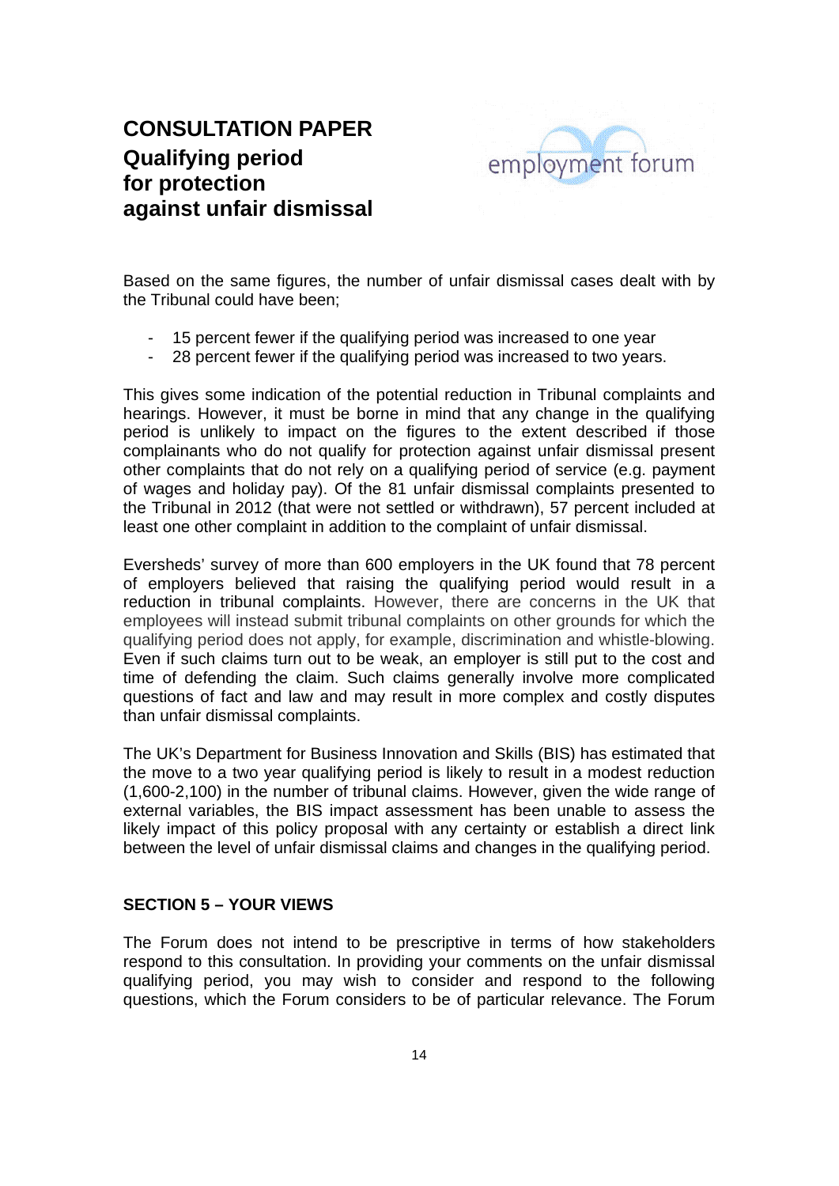Based on the same figures, the number of unfair dismissal cases dealt with by the Tribunal could have been;

- 15 percent fewer if the qualifying period was increased to one year
- 28 percent fewer if the qualifying period was increased to two years.

This gives some indication of the potential reduction in Tribunal complaints and hearings. However, it must be borne in mind that any change in the qualifying period is unlikely to impact on the figures to the extent described if those complainants who do not qualify for protection against unfair dismissal present other complaints that do not rely on a qualifying period of service (e.g. payment of wages and holiday pay). Of the 81 unfair dismissal complaints presented to the Tribunal in 2012 (that were not settled or withdrawn), 57 percent included at least one other complaint in addition to the complaint of unfair dismissal.

Eversheds' survey of more than 600 employers in the UK found that 78 percent of employers believed that raising the qualifying period would result in a reduction in tribunal complaints. However, there are concerns in the UK that employees will instead submit tribunal complaints on other grounds for which the qualifying period does not apply, for example, discrimination and whistle-blowing. Even if such claims turn out to be weak, an employer is still put to the cost and time of defending the claim. Such claims generally involve more complicated questions of fact and law and may result in more complex and costly disputes than unfair dismissal complaints.

The UK's Department for Business Innovation and Skills (BIS) has estimated that the move to a two year qualifying period is likely to result in a modest reduction (1,600-2,100) in the number of tribunal claims. However, given the wide range of external variables, the BIS impact assessment has been unable to assess the likely impact of this policy proposal with any certainty or establish a direct link between the level of unfair dismissal claims and changes in the qualifying period.

## SECTION 5 – YOUR VIEWS

The Forum does not intend to be prescriptive in terms of how stakeholders respond to this consultation. In providing your comments on the unfair dismissal qualifying period, you may wish to consider and respond to the following questions, which the Forum considers to be of particular relevance. The Forum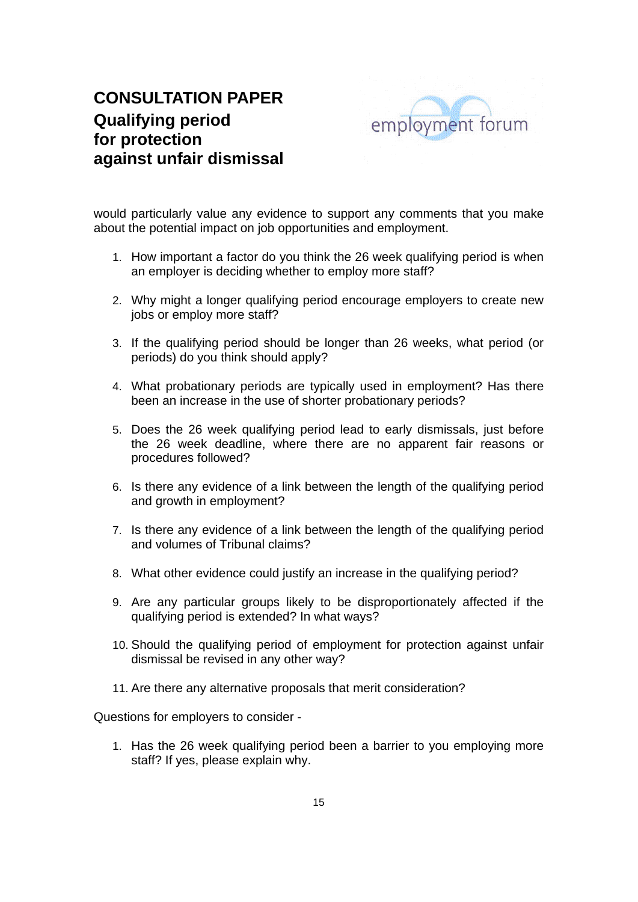would particularly value any evidence to support any comments that you make about the potential impact on job opportunities and employment.

1. How important a factor do you think the 26 week qualifying period is when an employer is deciding whether to employ more staff?

2. Why might a longer qualifying period encourage employers to create new jobs or employ more staff?

3. If the qualifying period should be longer than 26 weeks, what period (or periods) do you think should apply?

4. What probationary periods are typically used in employment? Has there been an increase in the use of shorter probationary periods?

5. Does the 26 week qualifying period lead to early dismissals, just before the 26 week deadline, where there are no apparent fair reasons or procedures followed?

6. Is there any evidence of a link between the length of the qualifying period and growth in employment?

7. Is there any evidence of a link between the length of the qualifying period and volumes of Tribunal claims?

8. What other evidence could justify an increase in the qualifying period?

9. Are any particular groups likely to be disproportionately affected if the qualifying period is extended? In what ways?

10. Should the qualifying period of employment for protection against unfair dismissal be revised in any other way?

11. Are there any alternative proposals that merit consideration?

Questions for employers to consider -

1. Has the 26 week qualifying period been a barrier to you employing more staff? If yes, please explain why.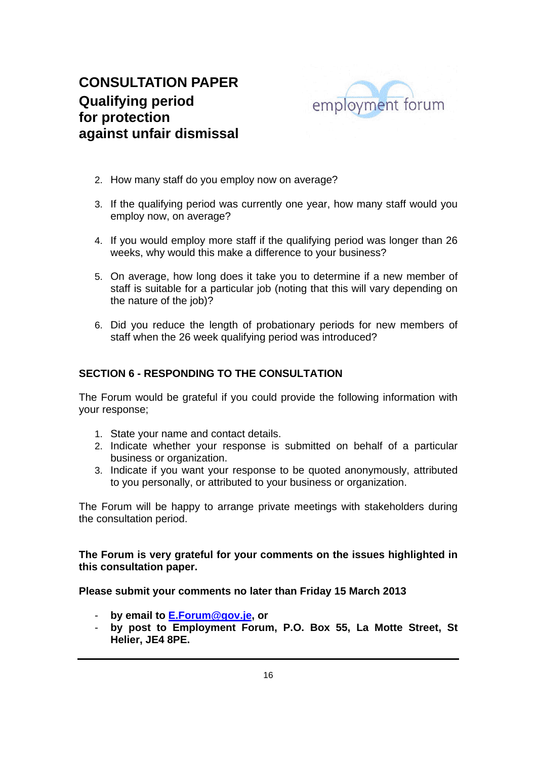# CONSULTATION PAPER

## Qualifying period for protection against unfair dismissal

employment forum

2. How many staff do you employ now on average?

3. If the qualifying period was currently one year, how many staff would you employ now, on average?

4. If you would employ more staff if the qualifying period was longer than 26 weeks, why would this make a difference to your business?

5. On average, how long does it take you to determine if a new member of staff is suitable for a particular job (noting that this will vary depending on the nature of the job)?

6. Did you reduce the length of probationary periods for new members of staff when the 26 week qualifying period was introduced?

## SECTION 6 - RESPONDING TO THE CONSULTATION

The Forum would be grateful if you could provide the following information with your response;

1. State your name and contact details.
2. Indicate whether your response is submitted on behalf of a particular business or organization.
3. Indicate if you want your response to be quoted anonymously, attributed to you personally, or attributed to your business or organization.

The Forum will be happy to arrange private meetings with stakeholders during the consultation period.

**The Forum is very grateful for your comments on the issues highlighted in this consultation paper.**

**Please submit your comments no later than Friday 15 March 2013**

- **by email to [E.Forum@gov.je](mailto:E.Forum@gov.je), or**
- **by post to Employment Forum, P.O. Box 55, La Motte Street, St Helier, JE4 8PE.**